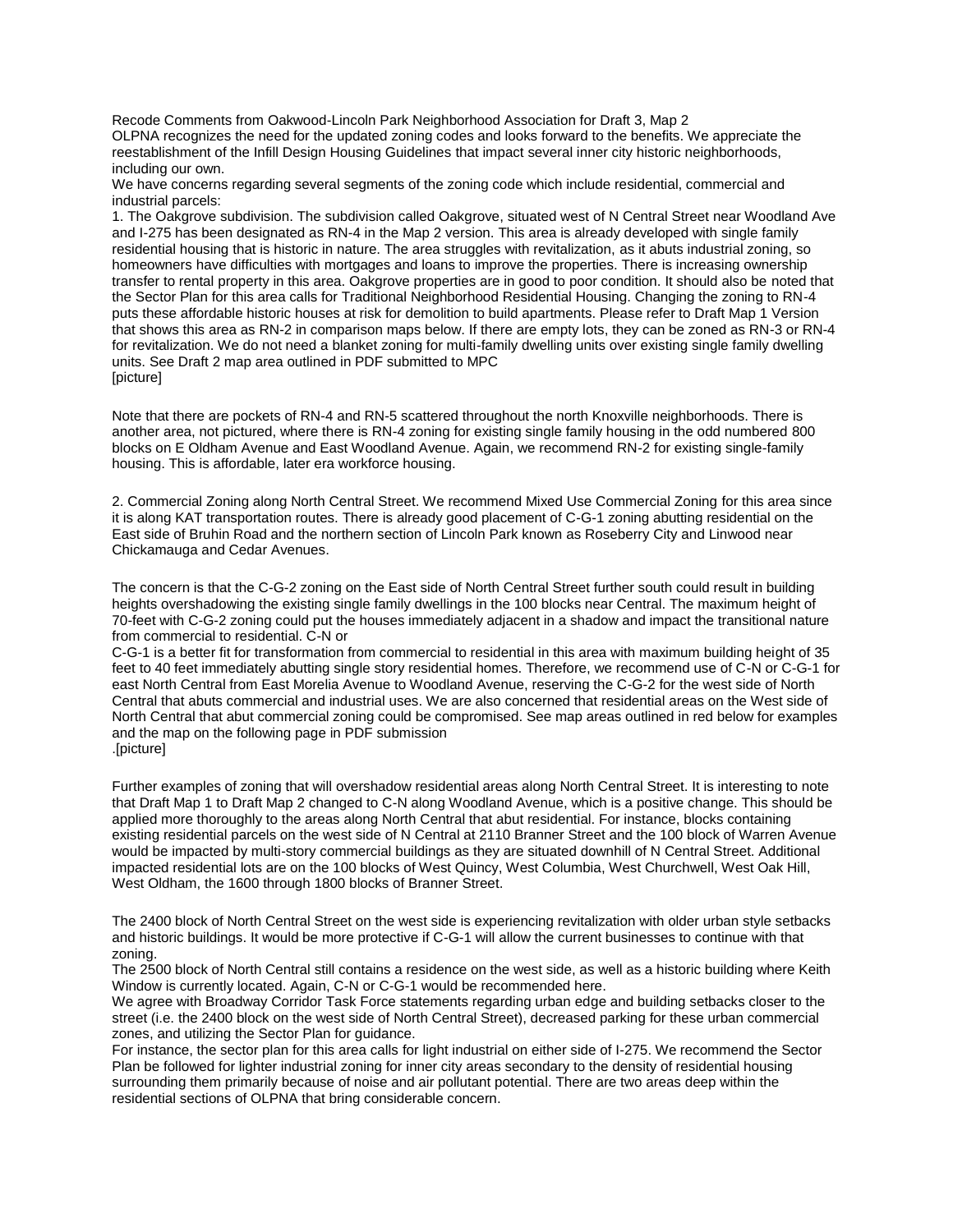Recode Comments from Oakwood-Lincoln Park Neighborhood Association for Draft 3, Map 2

OLPNA recognizes the need for the updated zoning codes and looks forward to the benefits. We appreciate the reestablishment of the Infill Design Housing Guidelines that impact several inner city historic neighborhoods, including our own.

We have concerns regarding several segments of the zoning code which include residential, commercial and industrial parcels:

1. The Oakgrove subdivision. The subdivision called Oakgrove, situated west of N Central Street near Woodland Ave and I-275 has been designated as RN-4 in the Map 2 version. This area is already developed with single family residential housing that is historic in nature. The area struggles with revitalization, as it abuts industrial zoning, so homeowners have difficulties with mortgages and loans to improve the properties. There is increasing ownership transfer to rental property in this area. Oakgrove properties are in good to poor condition. It should also be noted that the Sector Plan for this area calls for Traditional Neighborhood Residential Housing. Changing the zoning to RN-4 puts these affordable historic houses at risk for demolition to build apartments. Please refer to Draft Map 1 Version that shows this area as RN-2 in comparison maps below. If there are empty lots, they can be zoned as RN-3 or RN-4 for revitalization. We do not need a blanket zoning for multi-family dwelling units over existing single family dwelling units. See Draft 2 map area outlined in PDF submitted to MPC
[picture]

Note that there are pockets of RN-4 and RN-5 scattered throughout the north Knoxville neighborhoods. There is another area, not pictured, where there is RN-4 zoning for existing single family housing in the odd numbered 800 blocks on E Oldham Avenue and East Woodland Avenue. Again, we recommend RN-2 for existing single-family housing. This is affordable, later era workforce housing.

2. Commercial Zoning along North Central Street. We recommend Mixed Use Commercial Zoning for this area since it is along KAT transportation routes. There is already good placement of C-G-1 zoning abutting residential on the East side of Bruhin Road and the northern section of Lincoln Park known as Roseberry City and Linwood near Chickamauga and Cedar Avenues.

The concern is that the C-G-2 zoning on the East side of North Central Street further south could result in building heights overshadowing the existing single family dwellings in the 100 blocks near Central. The maximum height of 70-feet with C-G-2 zoning could put the houses immediately adjacent in a shadow and impact the transitional nature from commercial to residential. C-N or
C-G-1 is a better fit for transformation from commercial to residential in this area with maximum building height of 35 feet to 40 feet immediately abutting single story residential homes. Therefore, we recommend use of C-N or C-G-1 for east North Central from East Morelia Avenue to Woodland Avenue, reserving the C-G-2 for the west side of North Central that abuts commercial and industrial uses. We are also concerned that residential areas on the West side of North Central that abut commercial zoning could be compromised. See map areas outlined in red below for examples and the map on the following page in PDF submission
.[picture]

Further examples of zoning that will overshadow residential areas along North Central Street. It is interesting to note that Draft Map 1 to Draft Map 2 changed to C-N along Woodland Avenue, which is a positive change. This should be applied more thoroughly to the areas along North Central that abut residential. For instance, blocks containing existing residential parcels on the west side of N Central at 2110 Branner Street and the 100 block of Warren Avenue would be impacted by multi-story commercial buildings as they are situated downhill of N Central Street. Additional impacted residential lots are on the 100 blocks of West Quincy, West Columbia, West Churchwell, West Oak Hill, West Oldham, the 1600 through 1800 blocks of Branner Street.

The 2400 block of North Central Street on the west side is experiencing revitalization with older urban style setbacks and historic buildings. It would be more protective if C-G-1 will allow the current businesses to continue with that zoning.

The 2500 block of North Central still contains a residence on the west side, as well as a historic building where Keith Window is currently located. Again, C-N or C-G-1 would be recommended here.

We agree with Broadway Corridor Task Force statements regarding urban edge and building setbacks closer to the street (i.e. the 2400 block on the west side of North Central Street), decreased parking for these urban commercial zones, and utilizing the Sector Plan for guidance.

For instance, the sector plan for this area calls for light industrial on either side of I-275. We recommend the Sector Plan be followed for lighter industrial zoning for inner city areas secondary to the density of residential housing surrounding them primarily because of noise and air pollutant potential. There are two areas deep within the residential sections of OLPNA that bring considerable concern.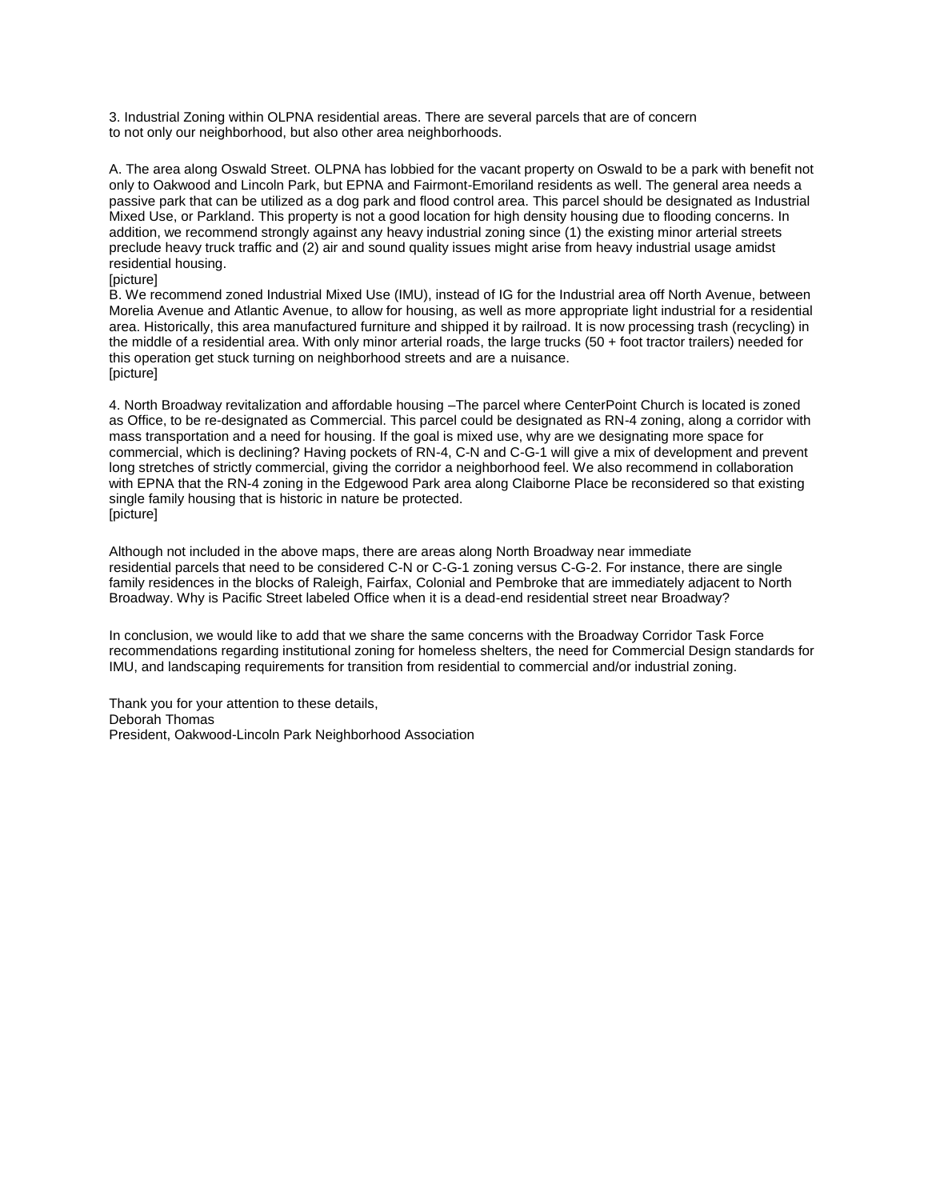3. Industrial Zoning within OLPNA residential areas. There are several parcels that are of concern to not only our neighborhood, but also other area neighborhoods.

A. The area along Oswald Street. OLPNA has lobbied for the vacant property on Oswald to be a park with benefit not only to Oakwood and Lincoln Park, but EPNA and Fairmont-Emoriland residents as well. The general area needs a passive park that can be utilized as a dog park and flood control area. This parcel should be designated as Industrial Mixed Use, or Parkland. This property is not a good location for high density housing due to flooding concerns. In addition, we recommend strongly against any heavy industrial zoning since (1) the existing minor arterial streets preclude heavy truck traffic and (2) air and sound quality issues might arise from heavy industrial usage amidst residential housing.
[picture]
B. We recommend zoned Industrial Mixed Use (IMU), instead of IG for the Industrial area off North Avenue, between Morelia Avenue and Atlantic Avenue, to allow for housing, as well as more appropriate light industrial for a residential area. Historically, this area manufactured furniture and shipped it by railroad. It is now processing trash (recycling) in the middle of a residential area. With only minor arterial roads, the large trucks (50 + foot tractor trailers) needed for this operation get stuck turning on neighborhood streets and are a nuisance.
[picture]

4. North Broadway revitalization and affordable housing –The parcel where CenterPoint Church is located is zoned as Office, to be re-designated as Commercial. This parcel could be designated as RN-4 zoning, along a corridor with mass transportation and a need for housing. If the goal is mixed use, why are we designating more space for commercial, which is declining? Having pockets of RN-4, C-N and C-G-1 will give a mix of development and prevent long stretches of strictly commercial, giving the corridor a neighborhood feel. We also recommend in collaboration with EPNA that the RN-4 zoning in the Edgewood Park area along Claiborne Place be reconsidered so that existing single family housing that is historic in nature be protected.
[picture]

Although not included in the above maps, there are areas along North Broadway near immediate residential parcels that need to be considered C-N or C-G-1 zoning versus C-G-2. For instance, there are single family residences in the blocks of Raleigh, Fairfax, Colonial and Pembroke that are immediately adjacent to North Broadway. Why is Pacific Street labeled Office when it is a dead-end residential street near Broadway?

In conclusion, we would like to add that we share the same concerns with the Broadway Corridor Task Force recommendations regarding institutional zoning for homeless shelters, the need for Commercial Design standards for IMU, and landscaping requirements for transition from residential to commercial and/or industrial zoning.

Thank you for your attention to these details,
Deborah Thomas
President, Oakwood-Lincoln Park Neighborhood Association